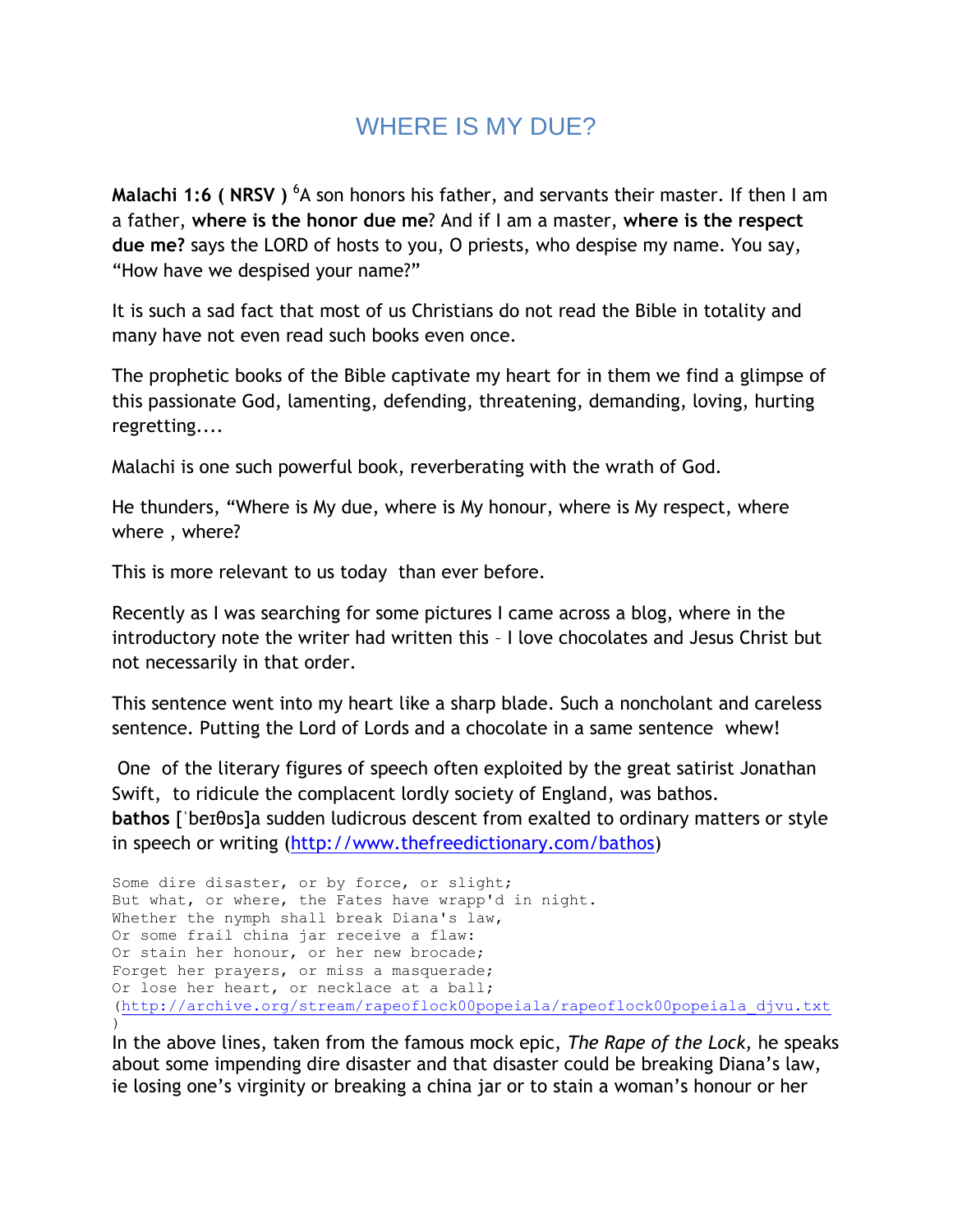# WHERE IS MY DUE?

**Malachi 1:6 ( NRSV )** [6]A son honors his father, and servants their master. If then I am a father, **where is the honor due me**? And if I am a master, **where is the respect due me?** says the LORD of hosts to you, O priests, who despise my name. You say, "How have we despised your name?"

It is such a sad fact that most of us Christians do not read the Bible in totality and many have not even read such books even once.

The prophetic books of the Bible captivate my heart for in them we find a glimpse of this passionate God, lamenting, defending, threatening, demanding, loving, hurting regretting....

Malachi is one such powerful book, reverberating with the wrath of God.

He thunders, "Where is My due, where is My honour, where is My respect, where where , where?

This is more relevant to us today than ever before.

Recently as I was searching for some pictures I came across a blog, where in the introductory note the writer had written this – I love chocolates and Jesus Christ but not necessarily in that order.

This sentence went into my heart like a sharp blade. Such a noncholant and careless sentence. Putting the Lord of Lords and a chocolate in a same sentence whew!

One of the literary figures of speech often exploited by the great satirist Jonathan Swift, to ridicule the complacent lordly society of England, was bathos. **bathos** [ˈbeɪθɒs]a sudden ludicrous descent from exalted to ordinary matters or style in speech or writing (http://www.thefreedictionary.com/bathos)

```
Some dire disaster, or by force, or slight;
But what, or where, the Fates have wrapp'd in night.
Whether the nymph shall break Diana's law,
Or some frail china jar receive a flaw:
Or stain her honour, or her new brocade;
Forget her prayers, or miss a masquerade;
Or lose her heart, or necklace at a ball;
```
(http://archive.org/stream/rapeoflock00popeiala/rapeoflock00popeiala_djvu.txt)

In the above lines, taken from the famous mock epic, *The Rape of the Lock*, he speaks about some impending dire disaster and that disaster could be breaking Diana's law, ie losing one's virginity or breaking a china jar or to stain a woman's honour or her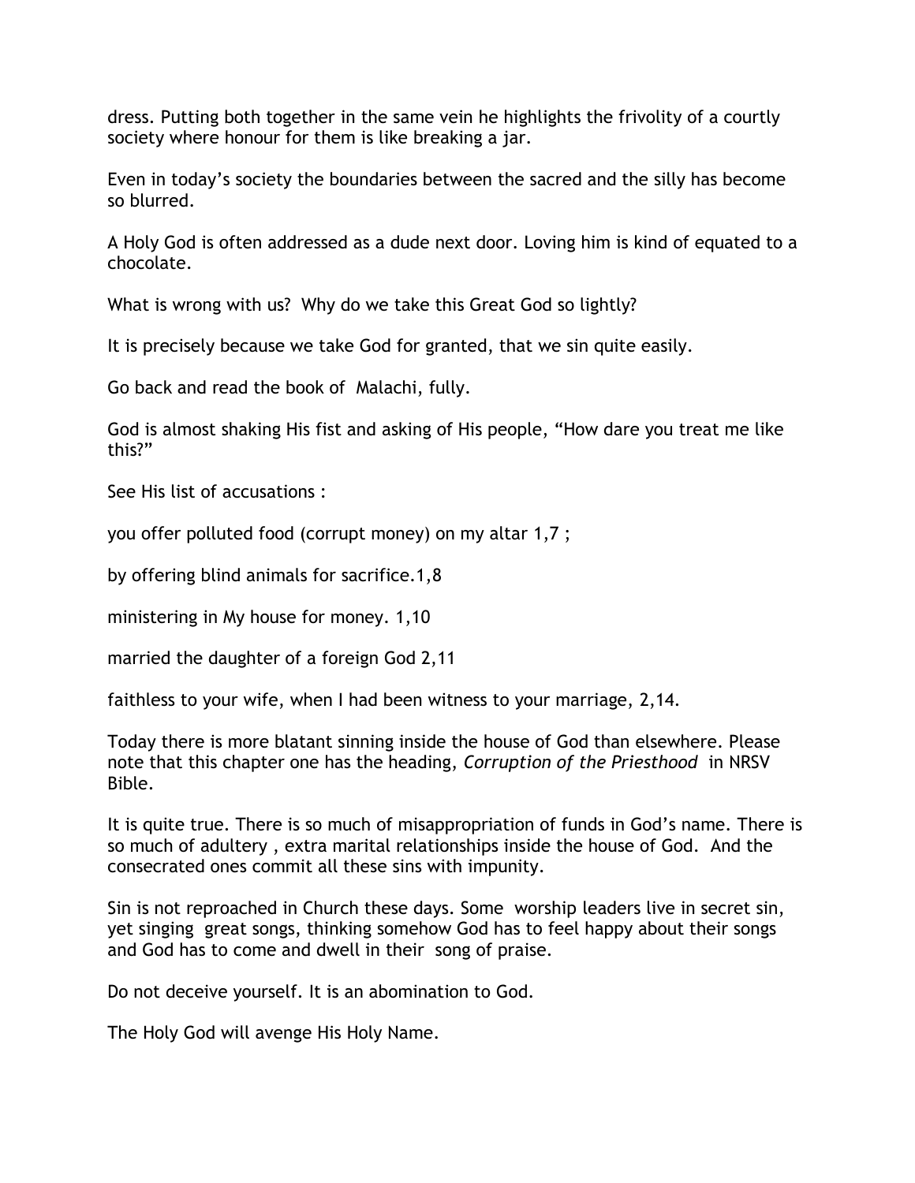dress. Putting both together in the same vein he highlights the frivolity of a courtly society where honour for them is like breaking a jar.

Even in today's society the boundaries between the sacred and the silly has become so blurred.

A Holy God is often addressed as a dude next door. Loving him is kind of equated to a chocolate.

What is wrong with us? Why do we take this Great God so lightly?

It is precisely because we take God for granted, that we sin quite easily.

Go back and read the book of Malachi, fully.

God is almost shaking His fist and asking of His people, "How dare you treat me like this?"

See His list of accusations :

you offer polluted food (corrupt money) on my altar 1,7 ;

by offering blind animals for sacrifice.1,8

ministering in My house for money. 1,10

married the daughter of a foreign God 2,11

faithless to your wife, when I had been witness to your marriage, 2,14.

Today there is more blatant sinning inside the house of God than elsewhere. Please note that this chapter one has the heading, *Corruption of the Priesthood* in NRSV Bible.

It is quite true. There is so much of misappropriation of funds in God's name. There is so much of adultery , extra marital relationships inside the house of God. And the consecrated ones commit all these sins with impunity.

Sin is not reproached in Church these days. Some worship leaders live in secret sin, yet singing great songs, thinking somehow God has to feel happy about their songs and God has to come and dwell in their song of praise.

Do not deceive yourself. It is an abomination to God.

The Holy God will avenge His Holy Name.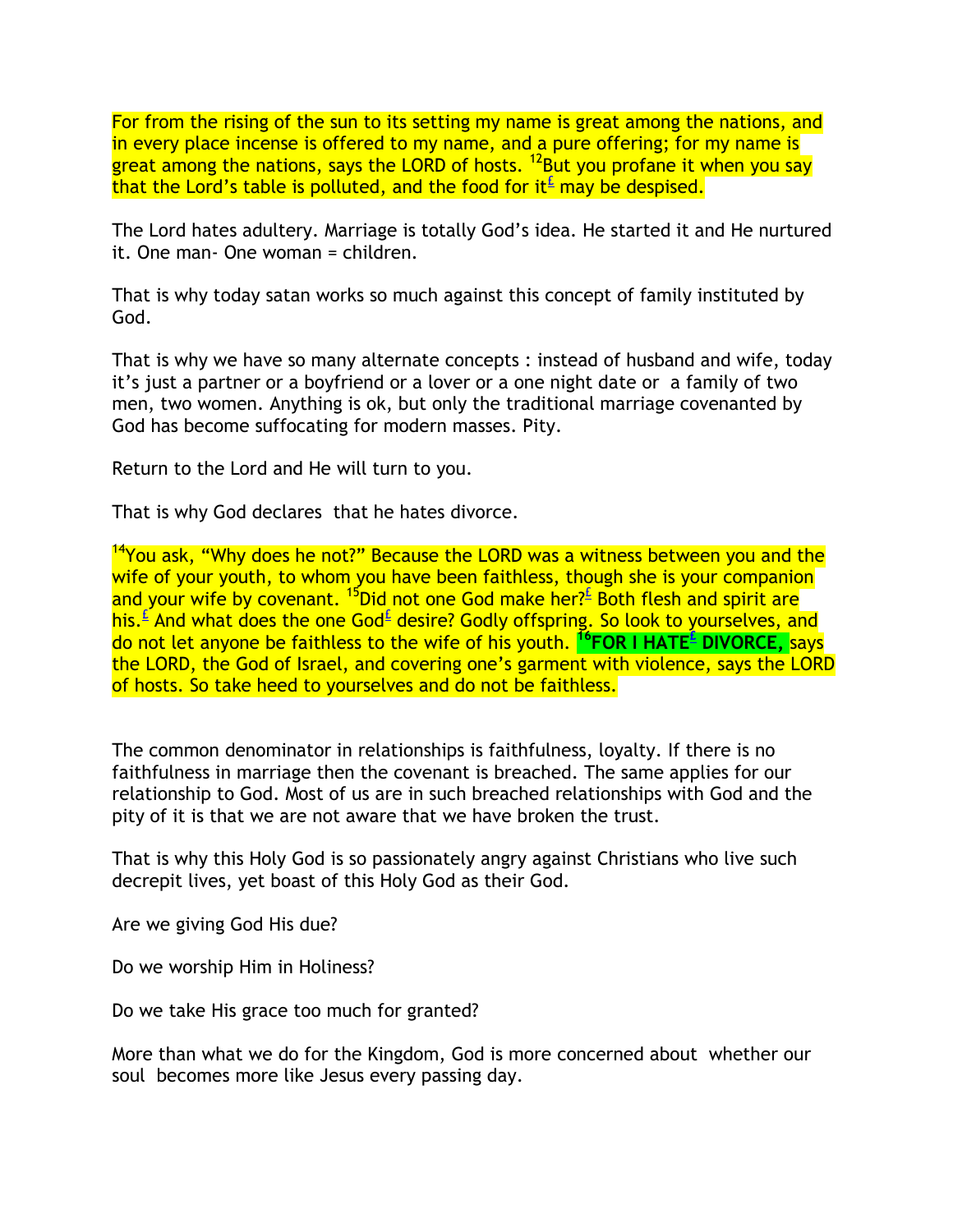For from the rising of the sun to its setting my name is great among the nations, and in every place incense is offered to my name, and a pure offering; for my name is great among the nations, says the LORD of hosts. [12]But you profane it when you say that the Lord’s table is polluted, and the food for it[£] may be despised.

The Lord hates adultery. Marriage is totally God’s idea. He started it and He nurtured it. One man- One woman = children.

That is why today satan works so much against this concept of family instituted by God.

That is why we have so many alternate concepts : instead of husband and wife, today it’s just a partner or a boyfriend or a lover or a one night date or a family of two men, two women. Anything is ok, but only the traditional marriage covenanted by God has become suffocating for modern masses. Pity.

Return to the Lord and He will turn to you.

That is why God declares that he hates divorce.

[14]You ask, “Why does he not?” Because the LORD was a witness between you and the wife of your youth, to whom you have been faithless, though she is your companion and your wife by covenant. [15]Did not one God make her?[£] Both flesh and spirit are his.[£] And what does the one God[£] desire? Godly offspring. So look to yourselves, and do not let anyone be faithless to the wife of his youth. **[16]FOR I HATE[£] DIVORCE,** says the LORD, the God of Israel, and covering one’s garment with violence, says the LORD of hosts. So take heed to yourselves and do not be faithless.

The common denominator in relationships is faithfulness, loyalty. If there is no faithfulness in marriage then the covenant is breached. The same applies for our relationship to God. Most of us are in such breached relationships with God and the pity of it is that we are not aware that we have broken the trust.

That is why this Holy God is so passionately angry against Christians who live such decrepit lives, yet boast of this Holy God as their God.

Are we giving God His due?

Do we worship Him in Holiness?

Do we take His grace too much for granted?

More than what we do for the Kingdom, God is more concerned about whether our soul becomes more like Jesus every passing day.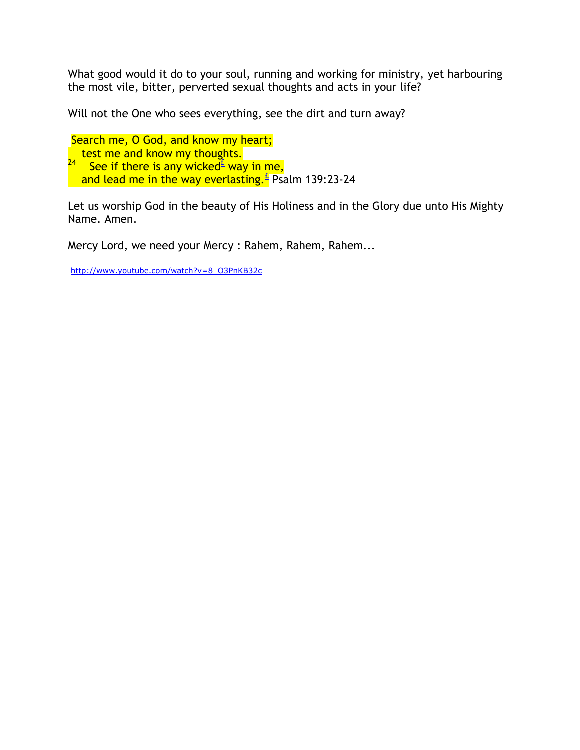What good would it do to your soul, running and working for ministry, yet harbouring the most vile, bitter, perverted sexual thoughts and acts in your life?

Will not the One who sees everything, see the dirt and turn away?

Search me, O God, and know my heart;
test me and know my thoughts.
24 See if there is any wicked[f] way in me,
and lead me in the way everlasting.[g] Psalm 139:23-24

Let us worship God in the beauty of His Holiness and in the Glory due unto His Mighty Name. Amen.

Mercy Lord, we need your Mercy : Rahem, Rahem, Rahem...

http://www.youtube.com/watch?v=8_O3PnKB32c